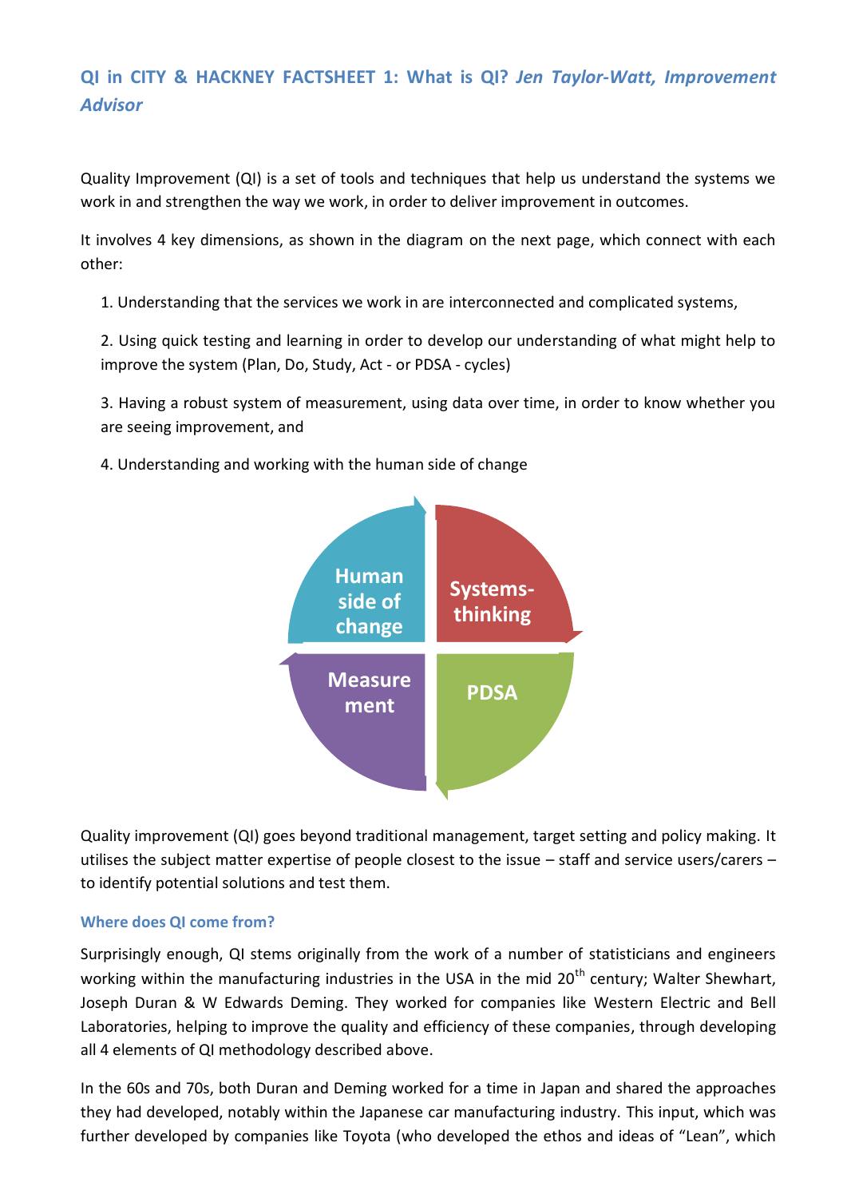## QI in CITY & HACKNEY FACTSHEET 1: What is QI? *Jen Taylor-Watt, Improvement Advisor*

Quality Improvement (QI) is a set of tools and techniques that help us understand the systems we work in and strengthen the way we work, in order to deliver improvement in outcomes.

It involves 4 key dimensions, as shown in the diagram on the next page, which connect with each other:

1. Understanding that the services we work in are interconnected and complicated systems,

2. Using quick testing and learning in order to develop our understanding of what might help to improve the system (Plan, Do, Study, Act - or PDSA - cycles)

3. Having a robust system of measurement, using data over time, in order to know whether you are seeing improvement, and

4. Understanding and working with the human side of change

Human side of change | Systems-thinking | PDSA | Measurement

Quality improvement (QI) goes beyond traditional management, target setting and policy making. It utilises the subject matter expertise of people closest to the issue – staff and service users/carers – to identify potential solutions and test them.

### Where does QI come from?

Surprisingly enough, QI stems originally from the work of a number of statisticians and engineers working within the manufacturing industries in the USA in the mid 20th century; Walter Shewhart, Joseph Duran & W Edwards Deming. They worked for companies like Western Electric and Bell Laboratories, helping to improve the quality and efficiency of these companies, through developing all 4 elements of QI methodology described above.

In the 60s and 70s, both Duran and Deming worked for a time in Japan and shared the approaches they had developed, notably within the Japanese car manufacturing industry. This input, which was further developed by companies like Toyota (who developed the ethos and ideas of "Lean", which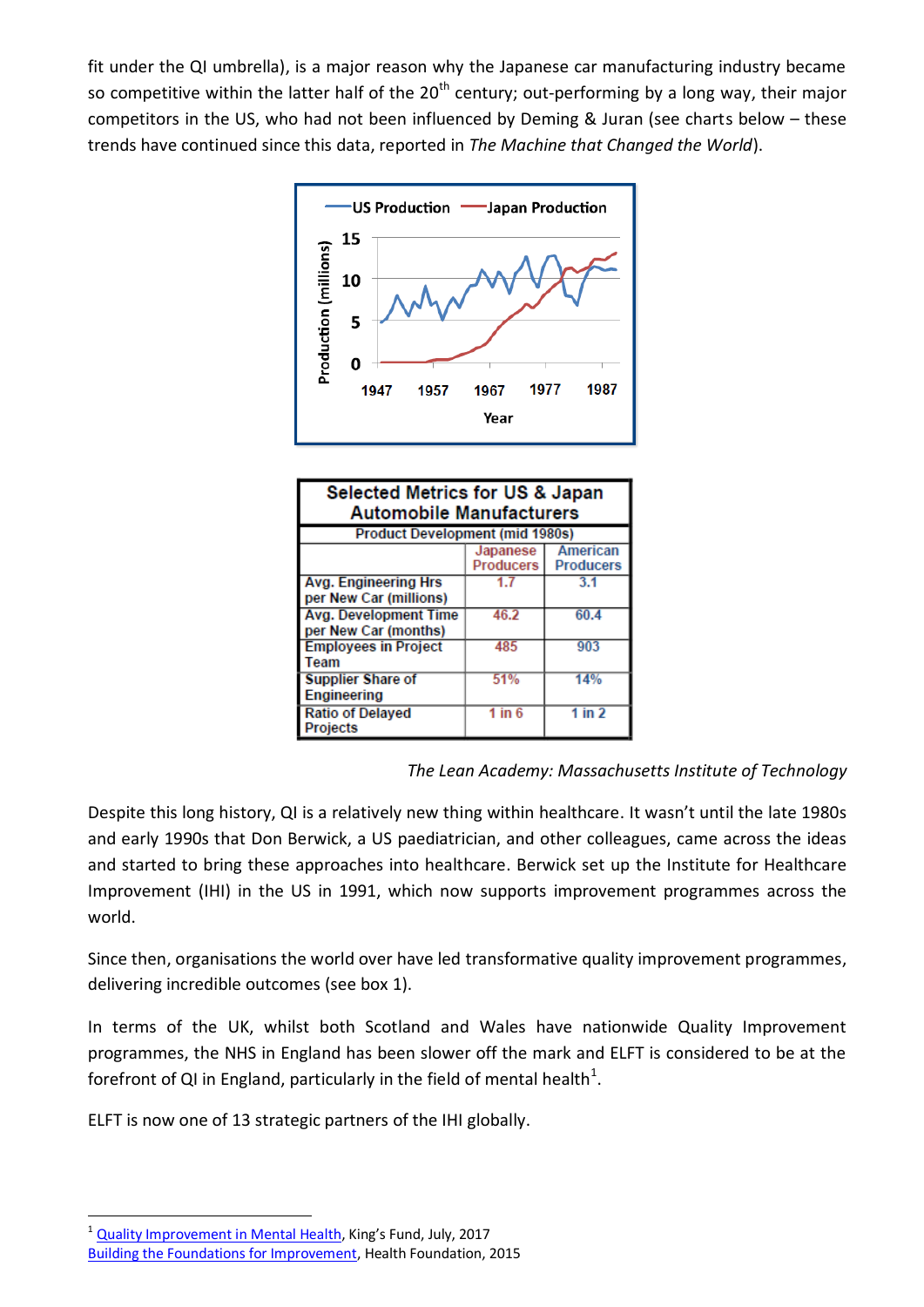fit under the QI umbrella), is a major reason why the Japanese car manufacturing industry became so competitive within the latter half of the 20th century; out-performing by a long way, their major competitors in the US, who had not been influenced by Deming & Juran (see charts below – these trends have continued since this data, reported in *The Machine that Changed the World*).

| Selected Metrics for US & Japan Automobile Manufacturers | | |
|---|---|---|
| Product Development (mid 1980s) | | |
| | Japanese Producers | American Producers |
| Avg. Engineering Hrs per New Car (millions) | 1.7 | 3.1 |
| Avg. Development Time per New Car (months) | 46.2 | 60.4 |
| Employees in Project Team | 485 | 903 |
| Supplier Share of Engineering | 51% | 14% |
| Ratio of Delayed Projects | 1 in 6 | 1 in 2 |

*The Lean Academy: Massachusetts Institute of Technology*

Despite this long history, QI is a relatively new thing within healthcare. It wasn't until the late 1980s and early 1990s that Don Berwick, a US paediatrician, and other colleagues, came across the ideas and started to bring these approaches into healthcare. Berwick set up the Institute for Healthcare Improvement (IHI) in the US in 1991, which now supports improvement programmes across the world.

Since then, organisations the world over have led transformative quality improvement programmes, delivering incredible outcomes (see box 1).

In terms of the UK, whilst both Scotland and Wales have nationwide Quality Improvement programmes, the NHS in England has been slower off the mark and ELFT is considered to be at the forefront of QI in England, particularly in the field of mental health[1].

ELFT is now one of 13 strategic partners of the IHI globally.

[1] Quality Improvement in Mental Health, King's Fund, July, 2017
Building the Foundations for Improvement, Health Foundation, 2015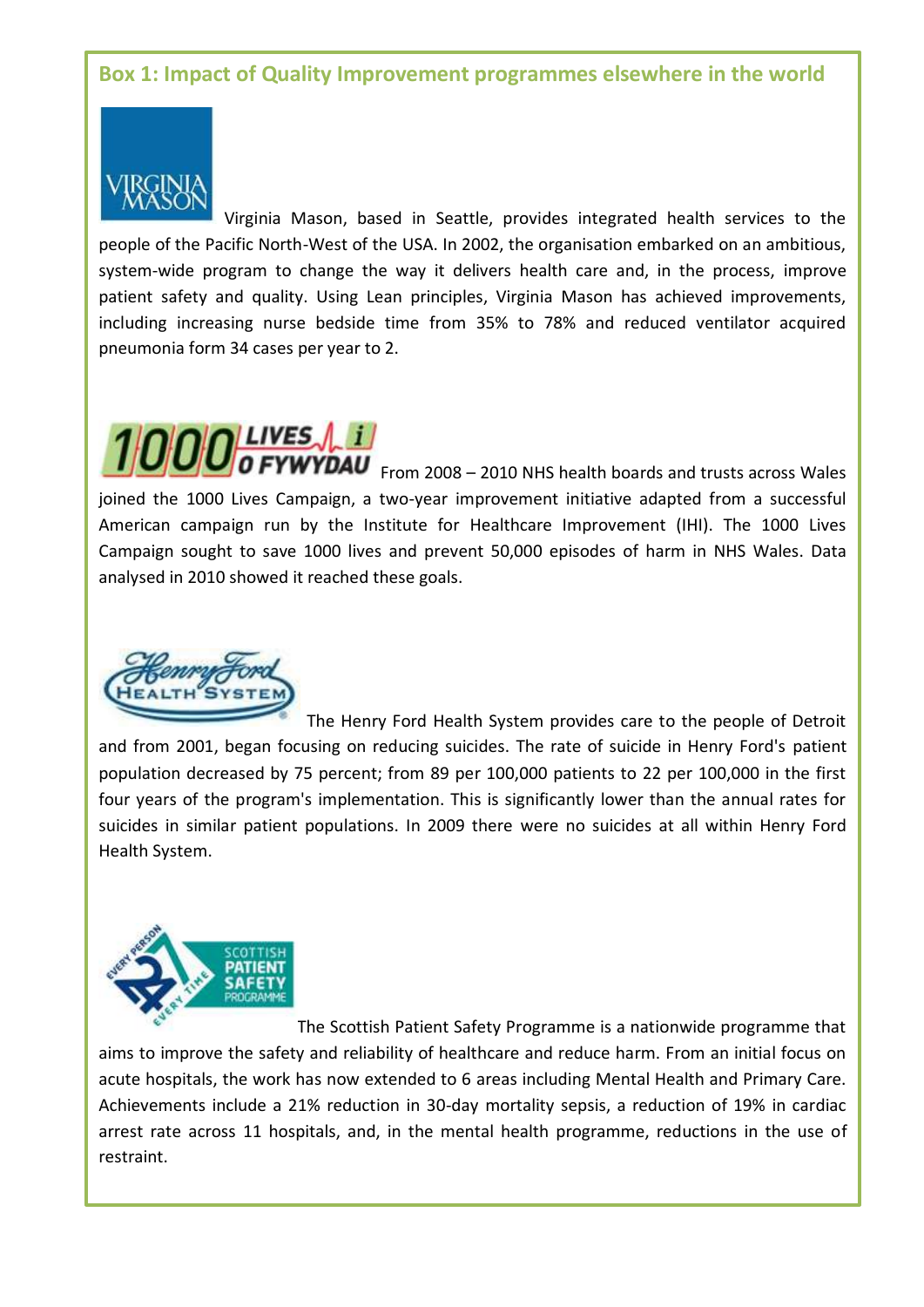## Box 1: Impact of Quality Improvement programmes elsewhere in the world

Virginia Mason, based in Seattle, provides integrated health services to the people of the Pacific North-West of the USA. In 2002, the organisation embarked on an ambitious, system-wide program to change the way it delivers health care and, in the process, improve patient safety and quality. Using Lean principles, Virginia Mason has achieved improvements, including increasing nurse bedside time from 35% to 78% and reduced ventilator acquired pneumonia form 34 cases per year to 2.

From 2008 – 2010 NHS health boards and trusts across Wales joined the 1000 Lives Campaign, a two-year improvement initiative adapted from a successful American campaign run by the Institute for Healthcare Improvement (IHI). The 1000 Lives Campaign sought to save 1000 lives and prevent 50,000 episodes of harm in NHS Wales. Data analysed in 2010 showed it reached these goals.

The Henry Ford Health System provides care to the people of Detroit and from 2001, began focusing on reducing suicides. The rate of suicide in Henry Ford's patient population decreased by 75 percent; from 89 per 100,000 patients to 22 per 100,000 in the first four years of the program's implementation. This is significantly lower than the annual rates for suicides in similar patient populations. In 2009 there were no suicides at all within Henry Ford Health System.

The Scottish Patient Safety Programme is a nationwide programme that aims to improve the safety and reliability of healthcare and reduce harm. From an initial focus on acute hospitals, the work has now extended to 6 areas including Mental Health and Primary Care. Achievements include a 21% reduction in 30-day mortality sepsis, a reduction of 19% in cardiac arrest rate across 11 hospitals, and, in the mental health programme, reductions in the use of restraint.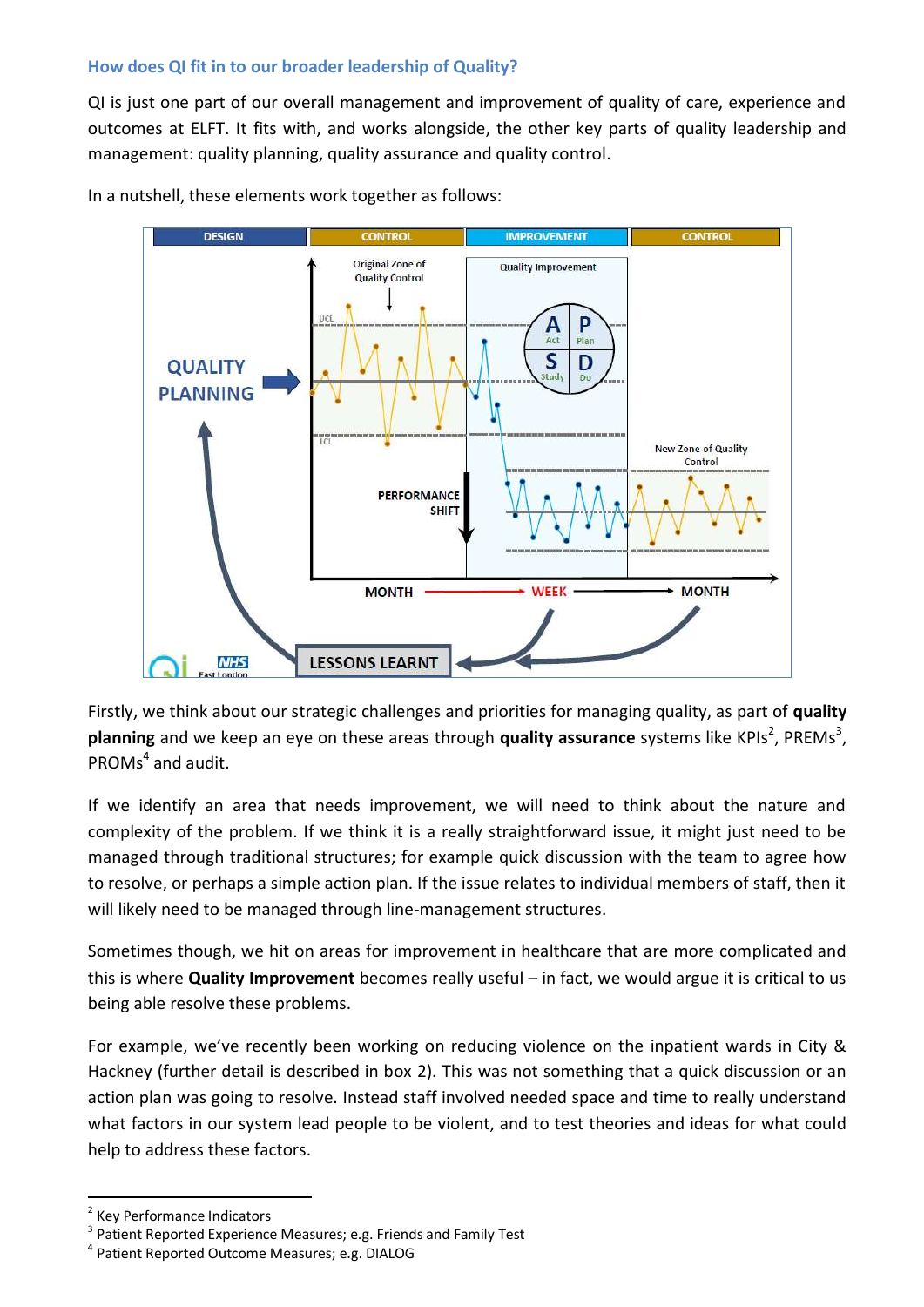### How does QI fit in to our broader leadership of Quality?

QI is just one part of our overall management and improvement of quality of care, experience and outcomes at ELFT. It fits with, and works alongside, the other key parts of quality leadership and management: quality planning, quality assurance and quality control.

In a nutshell, these elements work together as follows:

Firstly, we think about our strategic challenges and priorities for managing quality, as part of **quality planning** and we keep an eye on these areas through **quality assurance** systems like KPIs[2], PREMs[3], PROMs[4] and audit.

If we identify an area that needs improvement, we will need to think about the nature and complexity of the problem. If we think it is a really straightforward issue, it might just need to be managed through traditional structures; for example quick discussion with the team to agree how to resolve, or perhaps a simple action plan. If the issue relates to individual members of staff, then it will likely need to be managed through line-management structures.

Sometimes though, we hit on areas for improvement in healthcare that are more complicated and this is where **Quality Improvement** becomes really useful – in fact, we would argue it is critical to us being able resolve these problems.

For example, we've recently been working on reducing violence on the inpatient wards in City & Hackney (further detail is described in box 2). This was not something that a quick discussion or an action plan was going to resolve. Instead staff involved needed space and time to really understand what factors in our system lead people to be violent, and to test theories and ideas for what could help to address these factors.

---

[2] Key Performance Indicators
[3] Patient Reported Experience Measures; e.g. Friends and Family Test
[4] Patient Reported Outcome Measures; e.g. DIALOG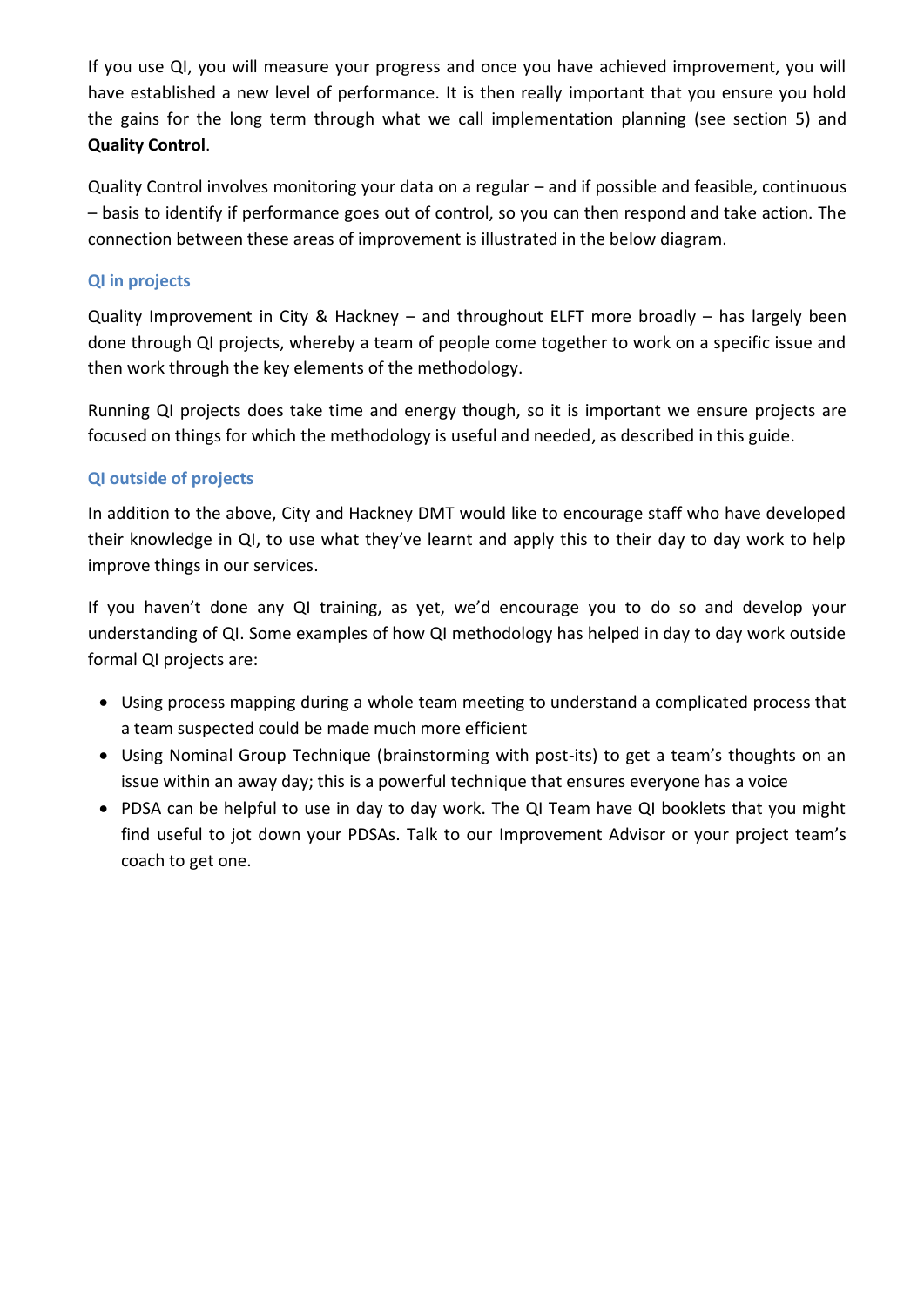If you use QI, you will measure your progress and once you have achieved improvement, you will have established a new level of performance. It is then really important that you ensure you hold the gains for the long term through what we call implementation planning (see section 5) and **Quality Control**.

Quality Control involves monitoring your data on a regular – and if possible and feasible, continuous – basis to identify if performance goes out of control, so you can then respond and take action. The connection between these areas of improvement is illustrated in the below diagram.

### QI in projects

Quality Improvement in City & Hackney – and throughout ELFT more broadly – has largely been done through QI projects, whereby a team of people come together to work on a specific issue and then work through the key elements of the methodology.

Running QI projects does take time and energy though, so it is important we ensure projects are focused on things for which the methodology is useful and needed, as described in this guide.

### QI outside of projects

In addition to the above, City and Hackney DMT would like to encourage staff who have developed their knowledge in QI, to use what they've learnt and apply this to their day to day work to help improve things in our services.

If you haven't done any QI training, as yet, we'd encourage you to do so and develop your understanding of QI. Some examples of how QI methodology has helped in day to day work outside formal QI projects are:

- Using process mapping during a whole team meeting to understand a complicated process that a team suspected could be made much more efficient
- Using Nominal Group Technique (brainstorming with post-its) to get a team's thoughts on an issue within an away day; this is a powerful technique that ensures everyone has a voice
- PDSA can be helpful to use in day to day work. The QI Team have QI booklets that you might find useful to jot down your PDSAs. Talk to our Improvement Advisor or your project team's coach to get one.